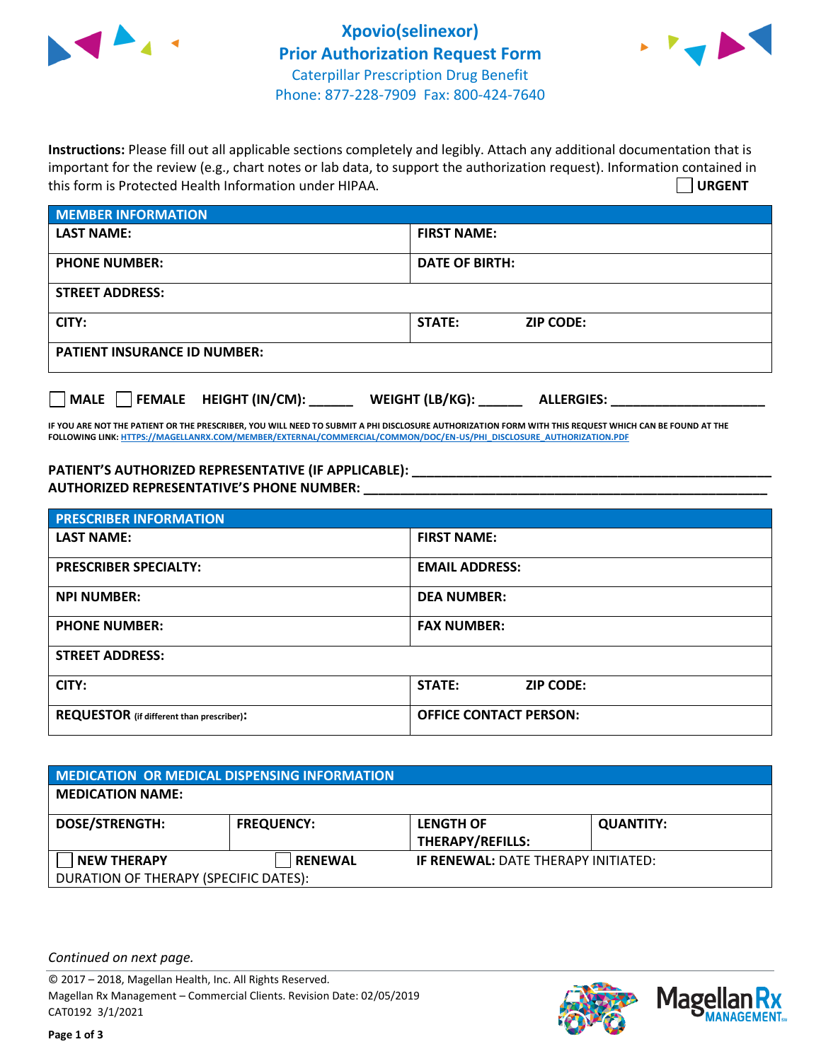# Xpovio(selinexor) Prior Authorization Request Form

Caterpillar Prescription Drug Benefit
Phone: 877-228-7909 Fax: 800-424-7640

**Instructions:** Please fill out all applicable sections completely and legibly. Attach any additional documentation that is important for the review (e.g., chart notes or lab data, to support the authorization request). Information contained in this form is Protected Health Information under HIPAA.

☐ **URGENT**

| **MEMBER INFORMATION** | | |
|---|---|---|
| **LAST NAME:** | **FIRST NAME:** | |
| **PHONE NUMBER:** | **DATE OF BIRTH:** | |
| **STREET ADDRESS:** | | |
| **CITY:** | **STATE:** | **ZIP CODE:** |
| **PATIENT INSURANCE ID NUMBER:** | | |

☐ **MALE** ☐ **FEMALE** **HEIGHT (IN/CM):** ______ **WEIGHT (LB/KG):** ______ **ALLERGIES:** ____________________

**IF YOU ARE NOT THE PATIENT OR THE PRESCRIBER, YOU WILL NEED TO SUBMIT A PHI DISCLOSURE AUTHORIZATION FORM WITH THIS REQUEST WHICH CAN BE FOUND AT THE FOLLOWING LINK: HTTPS://MAGELLANRX.COM/MEMBER/EXTERNAL/COMMERCIAL/COMMON/DOC/EN-US/PHI_DISCLOSURE_AUTHORIZATION.PDF**

**PATIENT'S AUTHORIZED REPRESENTATIVE (IF APPLICABLE):** ____________________________________________
**AUTHORIZED REPRESENTATIVE'S PHONE NUMBER:** ____________________________________________

| **PRESCRIBER INFORMATION** | | |
|---|---|---|
| **LAST NAME:** | **FIRST NAME:** | |
| **PRESCRIBER SPECIALTY:** | **EMAIL ADDRESS:** | |
| **NPI NUMBER:** | **DEA NUMBER:** | |
| **PHONE NUMBER:** | **FAX NUMBER:** | |
| **STREET ADDRESS:** | | |
| **CITY:** | **STATE:** | **ZIP CODE:** |
| **REQUESTOR** (if different than prescriber)**:** | **OFFICE CONTACT PERSON:** | |

| **MEDICATION OR MEDICAL DISPENSING INFORMATION** | | | |
|---|---|---|---|
| **MEDICATION NAME:** | | | |
| **DOSE/STRENGTH:** | **FREQUENCY:** | **LENGTH OF THERAPY/REFILLS:** | **QUANTITY:** |
| ☐ **NEW THERAPY** | ☐ **RENEWAL** | **IF RENEWAL:** DATE THERAPY INITIATED: | |
| DURATION OF THERAPY (SPECIFIC DATES): | | | |

*Continued on next page.*

© 2017 – 2018, Magellan Health, Inc. All Rights Reserved.
Magellan Rx Management – Commercial Clients. Revision Date: 02/05/2019
CAT0192 3/1/2021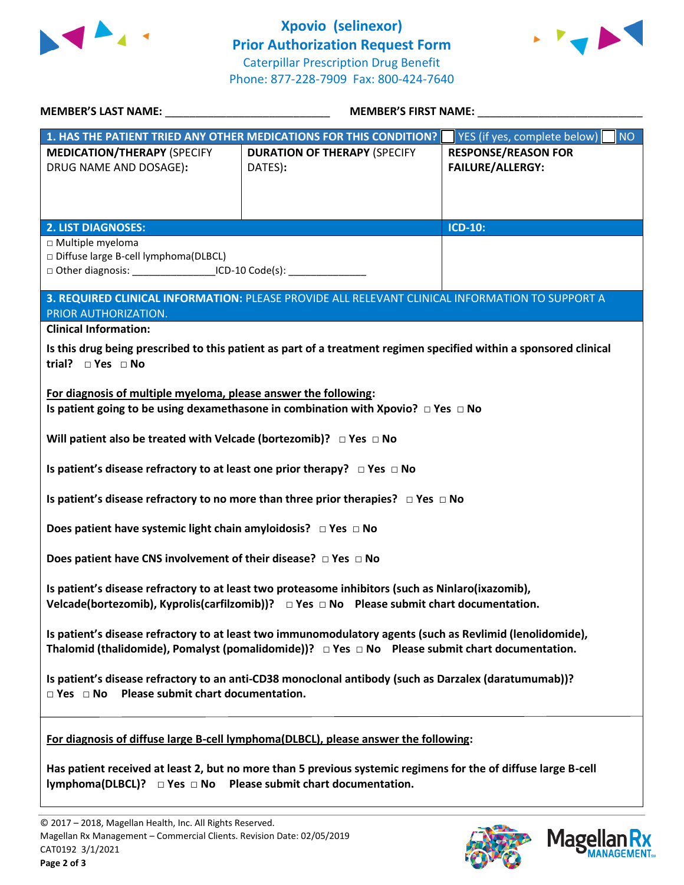# Xpovio (selinexor)
## Prior Authorization Request Form
Caterpillar Prescription Drug Benefit
Phone: 877-228-7909 Fax: 800-424-7640

**MEMBER'S LAST NAME:** ___________________________ **MEMBER'S FIRST NAME:** ___________________________

| **1. HAS THE PATIENT TRIED ANY OTHER MEDICATIONS FOR THIS CONDITION?** | | ☐ YES (if yes, complete below) ☐ NO |
|---|---|---|
| **MEDICATION/THERAPY** (SPECIFY DRUG NAME AND DOSAGE): | **DURATION OF THERAPY** (SPECIFY DATES): | **RESPONSE/REASON FOR FAILURE/ALLERGY:** |
| | | |

| **2. LIST DIAGNOSES:** | **ICD-10:** |
|---|---|
| □ Multiple myeloma<br>□ Diffuse large B-cell lymphoma(DLBCL)<br>□ Other diagnosis: _______________ICD-10 Code(s): ______________ | |

**3. REQUIRED CLINICAL INFORMATION:** PLEASE PROVIDE ALL RELEVANT CLINICAL INFORMATION TO SUPPORT A PRIOR AUTHORIZATION.

**Clinical Information:**

**Is this drug being prescribed to this patient as part of a treatment regimen specified within a sponsored clinical trial? □ Yes □ No**

**For diagnosis of multiple myeloma, please answer the following:**
**Is patient going to be using dexamethasone in combination with Xpovio? □ Yes □ No**

**Will patient also be treated with Velcade (bortezomib)? □ Yes □ No**

**Is patient's disease refractory to at least one prior therapy? □ Yes □ No**

**Is patient's disease refractory to no more than three prior therapies? □ Yes □ No**

**Does patient have systemic light chain amyloidosis? □ Yes □ No**

**Does patient have CNS involvement of their disease? □ Yes □ No**

**Is patient's disease refractory to at least two proteasome inhibitors (such as Ninlaro(ixazomib), Velcade(bortezomib), Kyprolis(carfilzomib))? □ Yes □ No Please submit chart documentation.**

**Is patient's disease refractory to at least two immunomodulatory agents (such as Revlimid (lenolidomide), Thalomid (thalidomide), Pomalyst (pomalidomide))? □ Yes □ No Please submit chart documentation.**

**Is patient's disease refractory to an anti-CD38 monoclonal antibody (such as Darzalex (daratumumab))? □ Yes □ No Please submit chart documentation.**

**For diagnosis of diffuse large B-cell lymphoma(DLBCL), please answer the following:**

**Has patient received at least 2, but no more than 5 previous systemic regimens for the of diffuse large B-cell lymphoma(DLBCL)? □ Yes □ No Please submit chart documentation.**

© 2017 – 2018, Magellan Health, Inc. All Rights Reserved.
Magellan Rx Management – Commercial Clients. Revision Date: 02/05/2019
CAT0192 3/1/2021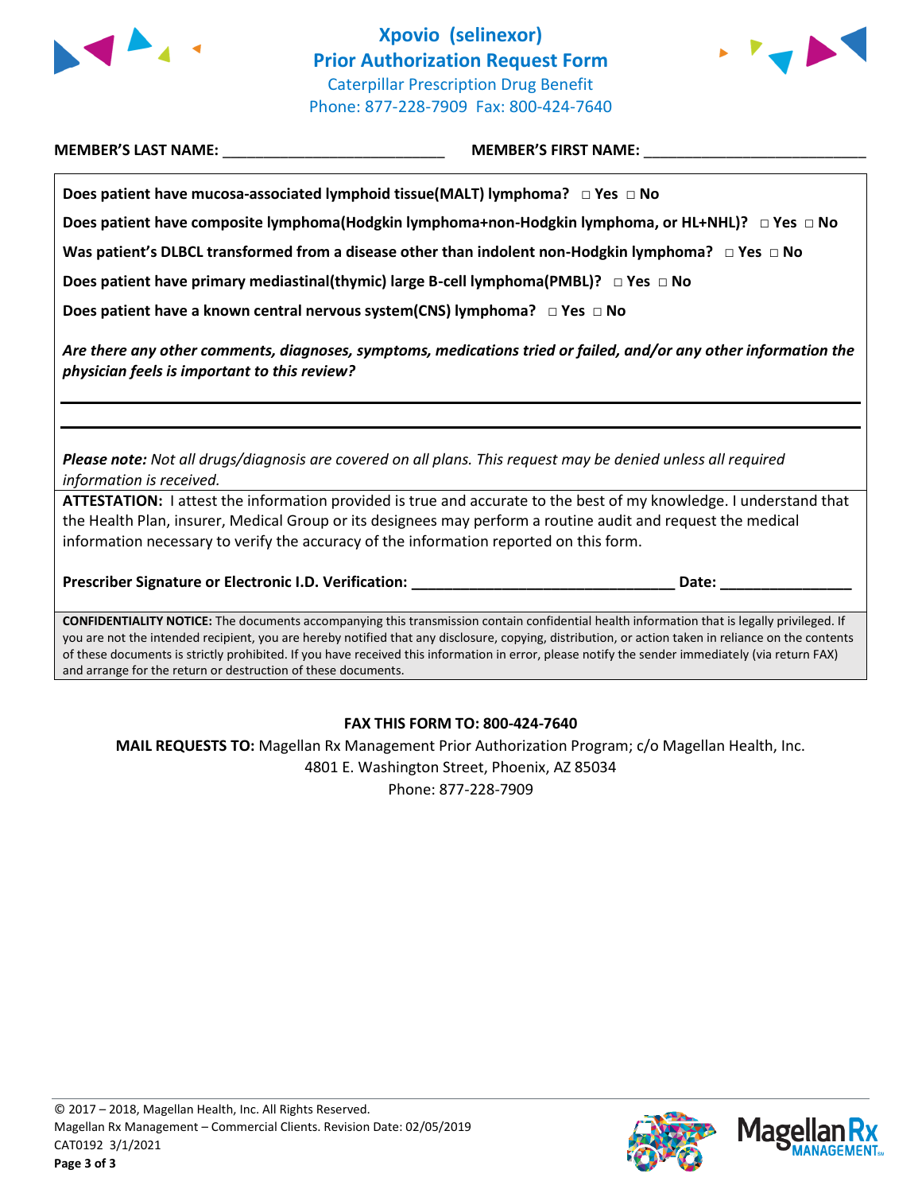# Xpovio (selinexor)
## Prior Authorization Request Form
Caterpillar Prescription Drug Benefit
Phone: 877-228-7909 Fax: 800-424-7640

**MEMBER'S LAST NAME:** ___________________________ **MEMBER'S FIRST NAME:** ___________________________

**Does patient have mucosa-associated lymphoid tissue(MALT) lymphoma?** □ **Yes** □ **No**

**Does patient have composite lymphoma(Hodgkin lymphoma+non-Hodgkin lymphoma, or HL+NHL)?** □ **Yes** □ **No**

**Was patient's DLBCL transformed from a disease other than indolent non-Hodgkin lymphoma?** □ **Yes** □ **No**

**Does patient have primary mediastinal(thymic) large B-cell lymphoma(PMBL)?** □ **Yes** □ **No**

**Does patient have a known central nervous system(CNS) lymphoma?** □ **Yes** □ **No**

***Are there any other comments, diagnoses, symptoms, medications tried or failed, and/or any other information the physician feels is important to this review?***

***Please note:*** *Not all drugs/diagnosis are covered on all plans. This request may be denied unless all required information is received.*

**ATTESTATION:** I attest the information provided is true and accurate to the best of my knowledge. I understand that the Health Plan, insurer, Medical Group or its designees may perform a routine audit and request the medical information necessary to verify the accuracy of the information reported on this form.

**Prescriber Signature or Electronic I.D. Verification: _______________________________ Date: _______________**

**CONFIDENTIALITY NOTICE:** The documents accompanying this transmission contain confidential health information that is legally privileged. If you are not the intended recipient, you are hereby notified that any disclosure, copying, distribution, or action taken in reliance on the contents of these documents is strictly prohibited. If you have received this information in error, please notify the sender immediately (via return FAX) and arrange for the return or destruction of these documents.

**FAX THIS FORM TO: 800-424-7640**

**MAIL REQUESTS TO:** Magellan Rx Management Prior Authorization Program; c/o Magellan Health, Inc.
4801 E. Washington Street, Phoenix, AZ 85034
Phone: 877-228-7909

© 2017 – 2018, Magellan Health, Inc. All Rights Reserved.
Magellan Rx Management – Commercial Clients. Revision Date: 02/05/2019
CAT0192 3/1/2021